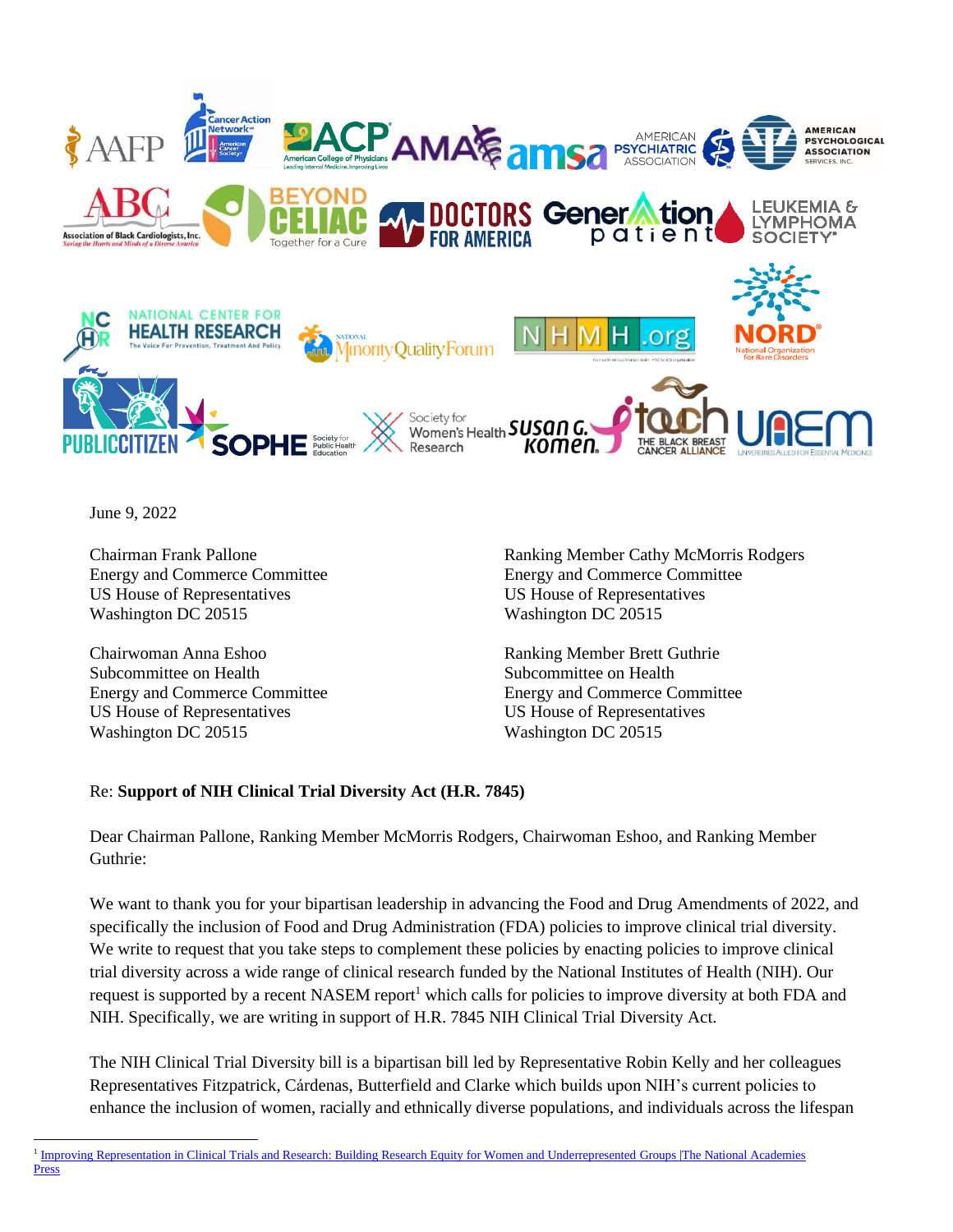June 9, 2022

Chairman Frank Pallone
Energy and Commerce Committee
US House of Representatives
Washington DC 20515

Ranking Member Cathy McMorris Rodgers
Energy and Commerce Committee
US House of Representatives
Washington DC 20515

Chairwoman Anna Eshoo
Subcommittee on Health
Energy and Commerce Committee
US House of Representatives
Washington DC 20515

Ranking Member Brett Guthrie
Subcommittee on Health
Energy and Commerce Committee
US House of Representatives
Washington DC 20515

Re: **Support of NIH Clinical Trial Diversity Act (H.R. 7845)**

Dear Chairman Pallone, Ranking Member McMorris Rodgers, Chairwoman Eshoo, and Ranking Member Guthrie:

We want to thank you for your bipartisan leadership in advancing the Food and Drug Amendments of 2022, and specifically the inclusion of Food and Drug Administration (FDA) policies to improve clinical trial diversity. We write to request that you take steps to complement these policies by enacting policies to improve clinical trial diversity across a wide range of clinical research funded by the National Institutes of Health (NIH). Our request is supported by a recent NASEM report[1] which calls for policies to improve diversity at both FDA and NIH. Specifically, we are writing in support of H.R. 7845 NIH Clinical Trial Diversity Act.

The NIH Clinical Trial Diversity bill is a bipartisan bill led by Representative Robin Kelly and her colleagues Representatives Fitzpatrick, Cárdenas, Butterfield and Clarke which builds upon NIH's current policies to enhance the inclusion of women, racially and ethnically diverse populations, and individuals across the lifespan

[1] Improving Representation in Clinical Trials and Research: Building Research Equity for Women and Underrepresented Groups |The National Academies Press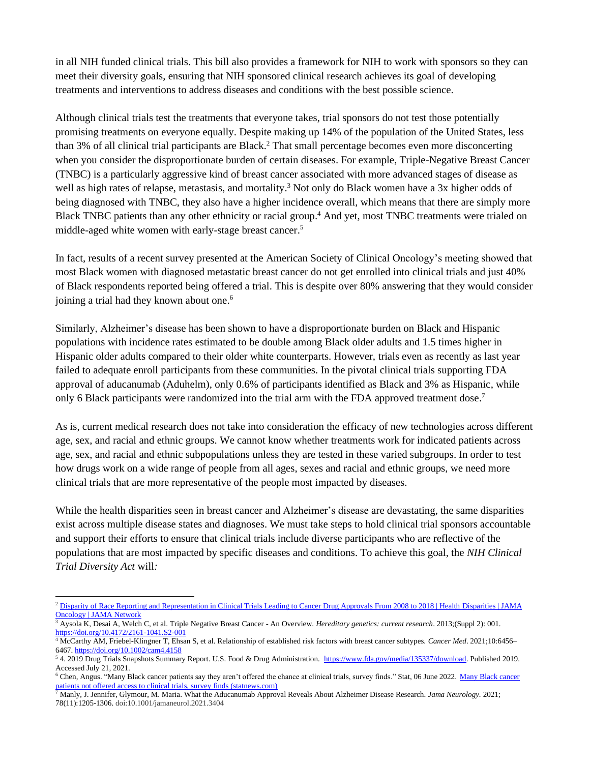in all NIH funded clinical trials. This bill also provides a framework for NIH to work with sponsors so they can meet their diversity goals, ensuring that NIH sponsored clinical research achieves its goal of developing treatments and interventions to address diseases and conditions with the best possible science.

Although clinical trials test the treatments that everyone takes, trial sponsors do not test those potentially promising treatments on everyone equally. Despite making up 14% of the population of the United States, less than 3% of all clinical trial participants are Black.[2] That small percentage becomes even more disconcerting when you consider the disproportionate burden of certain diseases. For example, Triple-Negative Breast Cancer (TNBC) is a particularly aggressive kind of breast cancer associated with more advanced stages of disease as well as high rates of relapse, metastasis, and mortality.[3] Not only do Black women have a 3x higher odds of being diagnosed with TNBC, they also have a higher incidence overall, which means that there are simply more Black TNBC patients than any other ethnicity or racial group.[4] And yet, most TNBC treatments were trialed on middle-aged white women with early-stage breast cancer.[5]

In fact, results of a recent survey presented at the American Society of Clinical Oncology's meeting showed that most Black women with diagnosed metastatic breast cancer do not get enrolled into clinical trials and just 40% of Black respondents reported being offered a trial. This is despite over 80% answering that they would consider joining a trial had they known about one.[6]

Similarly, Alzheimer's disease has been shown to have a disproportionate burden on Black and Hispanic populations with incidence rates estimated to be double among Black older adults and 1.5 times higher in Hispanic older adults compared to their older white counterparts. However, trials even as recently as last year failed to adequate enroll participants from these communities. In the pivotal clinical trials supporting FDA approval of aducanumab (Aduhelm), only 0.6% of participants identified as Black and 3% as Hispanic, while only 6 Black participants were randomized into the trial arm with the FDA approved treatment dose.[7]

As is, current medical research does not take into consideration the efficacy of new technologies across different age, sex, and racial and ethnic groups. We cannot know whether treatments work for indicated patients across age, sex, and racial and ethnic subpopulations unless they are tested in these varied subgroups. In order to test how drugs work on a wide range of people from all ages, sexes and racial and ethnic groups, we need more clinical trials that are more representative of the people most impacted by diseases.

While the health disparities seen in breast cancer and Alzheimer's disease are devastating, the same disparities exist across multiple disease states and diagnoses. We must take steps to hold clinical trial sponsors accountable and support their efforts to ensure that clinical trials include diverse participants who are reflective of the populations that are most impacted by specific diseases and conditions. To achieve this goal, the *NIH Clinical Trial Diversity Act* will*:*

---

[2] Disparity of Race Reporting and Representation in Clinical Trials Leading to Cancer Drug Approvals From 2008 to 2018 | Health Disparities | JAMA Oncology | JAMA Network

[3] Aysola K, Desai A, Welch C, et al. Triple Negative Breast Cancer - An Overview. *Hereditary genetics: current research*. 2013;(Suppl 2): 001. https://doi.org/10.4172/2161-1041.S2-001

[4] McCarthy AM, Friebel-Klingner T, Ehsan S, et al. Relationship of established risk factors with breast cancer subtypes. *Cancer Med*. 2021;10:6456–6467. https://doi.org/10.1002/cam4.4158

[5] 4. 2019 Drug Trials Snapshots Summary Report. U.S. Food & Drug Administration. https://www.fda.gov/media/135337/download. Published 2019. Accessed July 21, 2021.

[6] Chen, Angus. "Many Black cancer patients say they aren't offered the chance at clinical trials, survey finds." Stat, 06 June 2022. Many Black cancer patients not offered access to clinical trials, survey finds (statnews.com)

[7] Manly, J. Jennifer, Glymour, M. Maria. What the Aducanumab Approval Reveals About Alzheimer Disease Research. *Jama Neurology.* 2021; 78(11):1205-1306. doi:10.1001/jamaneurol.2021.3404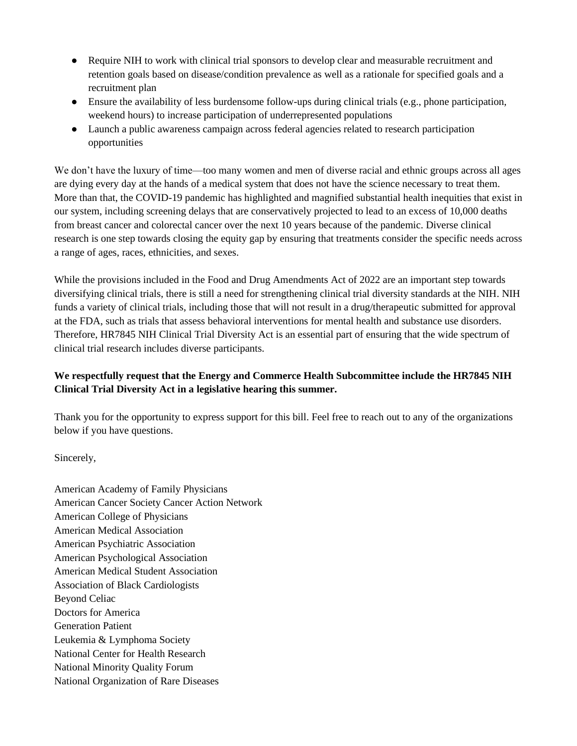- Require NIH to work with clinical trial sponsors to develop clear and measurable recruitment and retention goals based on disease/condition prevalence as well as a rationale for specified goals and a recruitment plan
- Ensure the availability of less burdensome follow-ups during clinical trials (e.g., phone participation, weekend hours) to increase participation of underrepresented populations
- Launch a public awareness campaign across federal agencies related to research participation opportunities

We don't have the luxury of time—too many women and men of diverse racial and ethnic groups across all ages are dying every day at the hands of a medical system that does not have the science necessary to treat them. More than that, the COVID-19 pandemic has highlighted and magnified substantial health inequities that exist in our system, including screening delays that are conservatively projected to lead to an excess of 10,000 deaths from breast cancer and colorectal cancer over the next 10 years because of the pandemic. Diverse clinical research is one step towards closing the equity gap by ensuring that treatments consider the specific needs across a range of ages, races, ethnicities, and sexes.

While the provisions included in the Food and Drug Amendments Act of 2022 are an important step towards diversifying clinical trials, there is still a need for strengthening clinical trial diversity standards at the NIH. NIH funds a variety of clinical trials, including those that will not result in a drug/therapeutic submitted for approval at the FDA, such as trials that assess behavioral interventions for mental health and substance use disorders. Therefore, HR7845 NIH Clinical Trial Diversity Act is an essential part of ensuring that the wide spectrum of clinical trial research includes diverse participants.

**We respectfully request that the Energy and Commerce Health Subcommittee include the HR7845 NIH Clinical Trial Diversity Act in a legislative hearing this summer.**

Thank you for the opportunity to express support for this bill. Feel free to reach out to any of the organizations below if you have questions.

Sincerely,

American Academy of Family Physicians
American Cancer Society Cancer Action Network
American College of Physicians
American Medical Association
American Psychiatric Association
American Psychological Association
American Medical Student Association
Association of Black Cardiologists
Beyond Celiac
Doctors for America
Generation Patient
Leukemia & Lymphoma Society
National Center for Health Research
National Minority Quality Forum
National Organization of Rare Diseases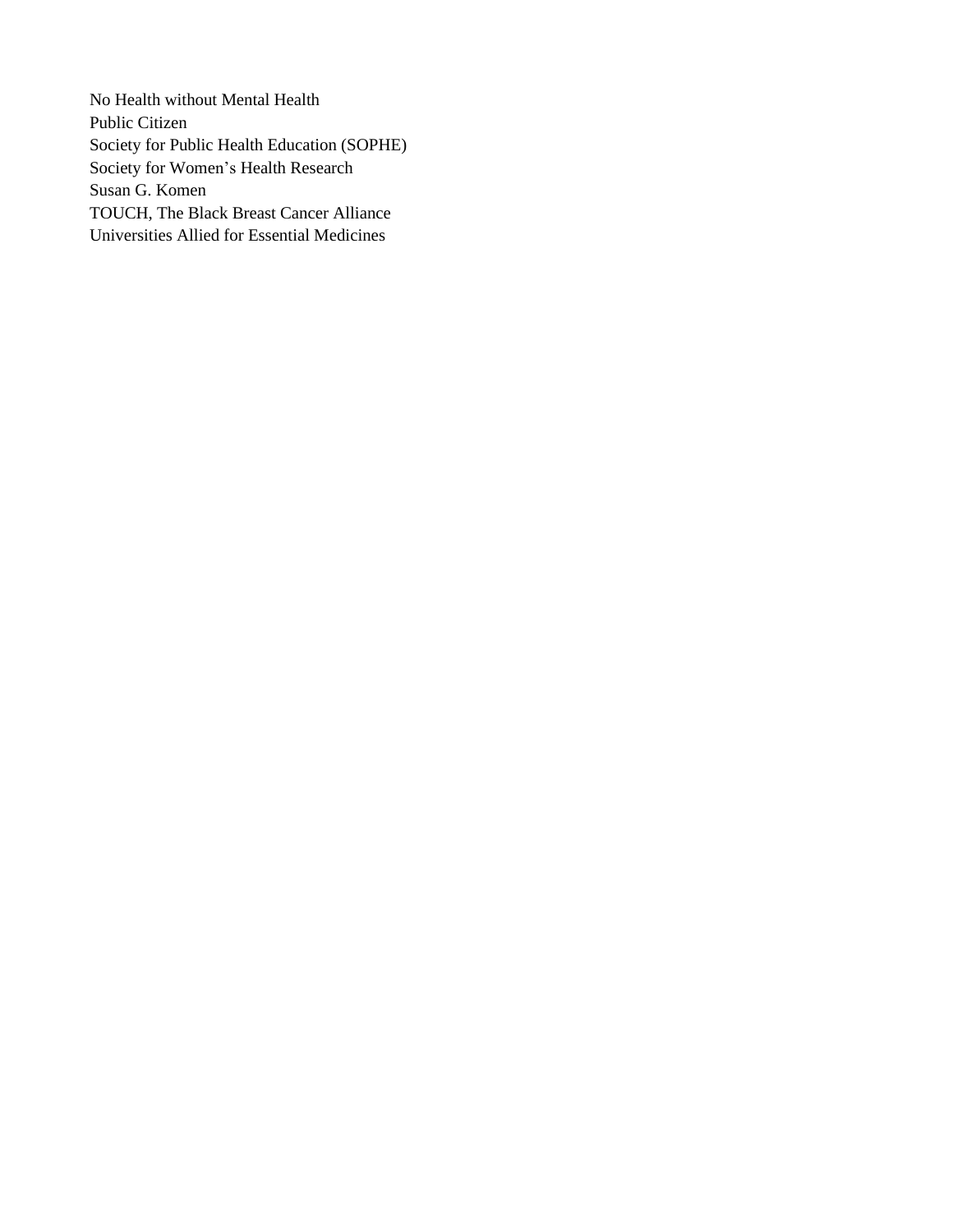No Health without Mental Health
Public Citizen
Society for Public Health Education (SOPHE)
Society for Women's Health Research
Susan G. Komen
TOUCH, The Black Breast Cancer Alliance
Universities Allied for Essential Medicines